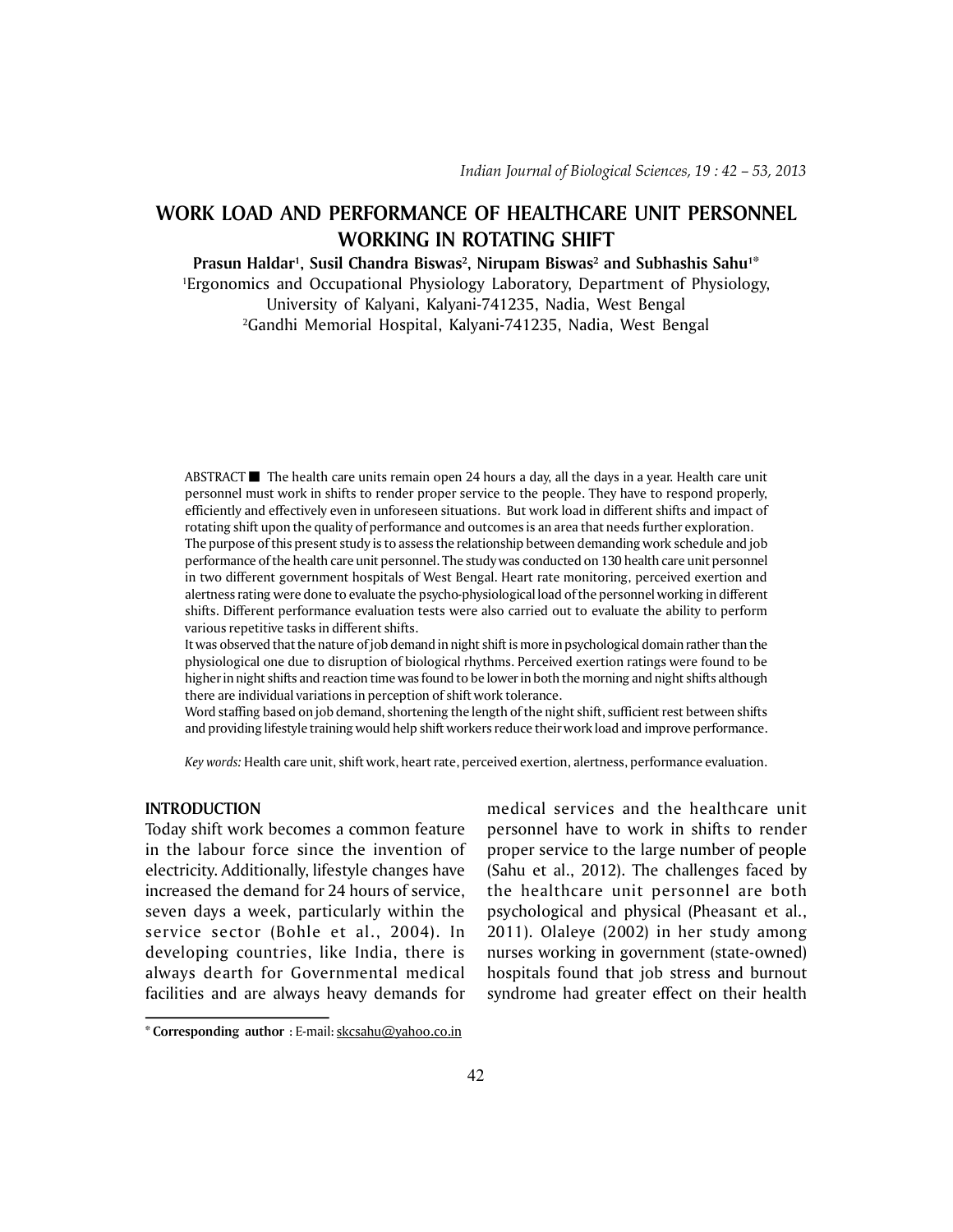# WORK LOAD AND PERFORMANCE OF HEALTHCARE UNIT PERSONNEL WORKING IN ROTATING SHIFT

**Prasun Haldar[1], Susil Chandra Biswas[2], Nirupam Biswas[2] and Subhashis Sahu[1*]**

[1]Ergonomics and Occupational Physiology Laboratory, Department of Physiology, University of Kalyani, Kalyani-741235, Nadia, West Bengal

[2]Gandhi Memorial Hospital, Kalyani-741235, Nadia, West Bengal

ABSTRACT ■ The health care units remain open 24 hours a day, all the days in a year. Health care unit personnel must work in shifts to render proper service to the people. They have to respond properly, efficiently and effectively even in unforeseen situations. But work load in different shifts and impact of rotating shift upon the quality of performance and outcomes is an area that needs further exploration. The purpose of this present study is to assess the relationship between demanding work schedule and job performance of the health care unit personnel. The study was conducted on 130 health care unit personnel in two different government hospitals of West Bengal. Heart rate monitoring, perceived exertion and alertness rating were done to evaluate the psycho-physiological load of the personnel working in different shifts. Different performance evaluation tests were also carried out to evaluate the ability to perform various repetitive tasks in different shifts.

It was observed that the nature of job demand in night shift is more in psychological domain rather than the physiological one due to disruption of biological rhythms. Perceived exertion ratings were found to be higher in night shifts and reaction time was found to be lower in both the morning and night shifts although there are individual variations in perception of shift work tolerance.

Word staffing based on job demand, shortening the length of the night shift, sufficient rest between shifts and providing lifestyle training would help shift workers reduce their work load and improve performance.

*Key words:* Health care unit, shift work, heart rate, perceived exertion, alertness, performance evaluation.

## INTRODUCTION

Today shift work becomes a common feature in the labour force since the invention of electricity. Additionally, lifestyle changes have increased the demand for 24 hours of service, seven days a week, particularly within the service sector (Bohle et al., 2004). In developing countries, like India, there is always dearth for Governmental medical facilities and are always heavy demands for medical services and the healthcare unit personnel have to work in shifts to render proper service to the large number of people (Sahu et al., 2012). The challenges faced by the healthcare unit personnel are both psychological and physical (Pheasant et al., 2011). Olaleye (2002) in her study among nurses working in government (state-owned) hospitals found that job stress and burnout syndrome had greater effect on their health

* **Corresponding author** : E-mail: skcsahu@yahoo.co.in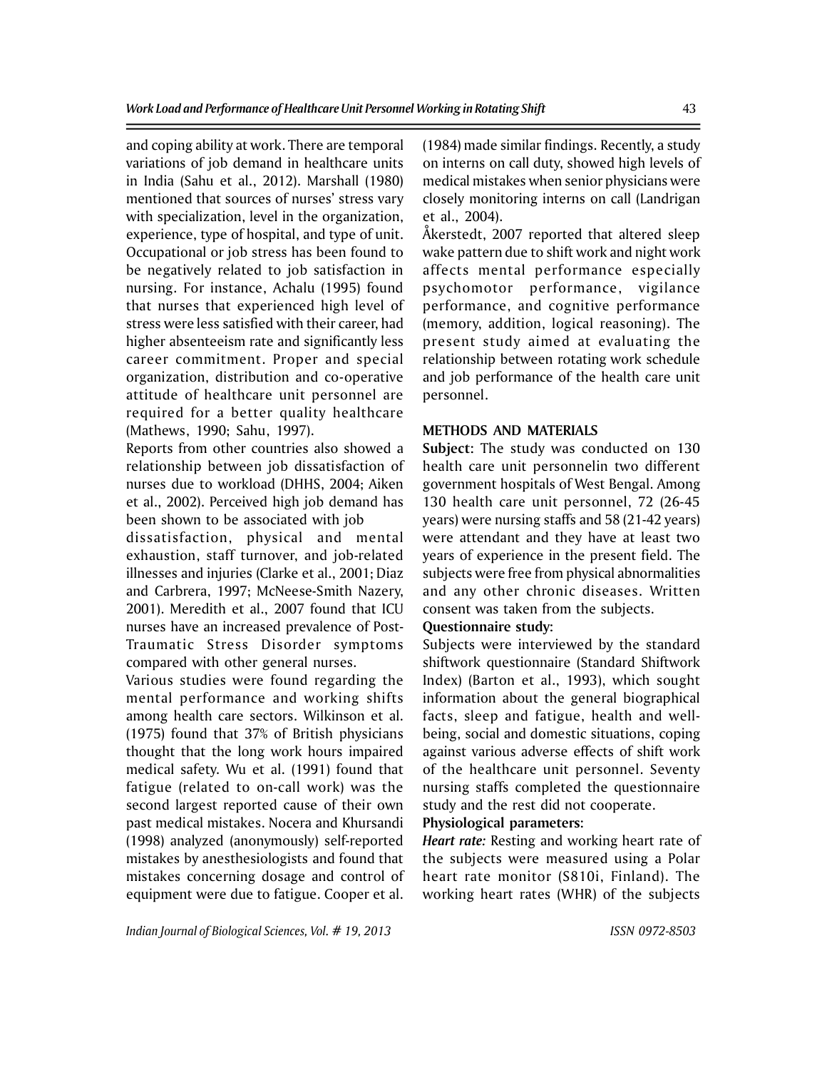and coping ability at work. There are temporal variations of job demand in healthcare units in India (Sahu et al., 2012). Marshall (1980) mentioned that sources of nurses' stress vary with specialization, level in the organization, experience, type of hospital, and type of unit. Occupational or job stress has been found to be negatively related to job satisfaction in nursing. For instance, Achalu (1995) found that nurses that experienced high level of stress were less satisfied with their career, had higher absenteeism rate and significantly less career commitment. Proper and special organization, distribution and co-operative attitude of healthcare unit personnel are required for a better quality healthcare (Mathews, 1990; Sahu, 1997).

Reports from other countries also showed a relationship between job dissatisfaction of nurses due to workload (DHHS, 2004; Aiken et al., 2002). Perceived high job demand has been shown to be associated with job dissatisfaction, physical and mental exhaustion, staff turnover, and job-related illnesses and injuries (Clarke et al., 2001; Diaz and Carbrera, 1997; McNeese-Smith Nazery, 2001). Meredith et al., 2007 found that ICU nurses have an increased prevalence of Post-Traumatic Stress Disorder symptoms compared with other general nurses.

Various studies were found regarding the mental performance and working shifts among health care sectors. Wilkinson et al. (1975) found that 37% of British physicians thought that the long work hours impaired medical safety. Wu et al. (1991) found that fatigue (related to on-call work) was the second largest reported cause of their own past medical mistakes. Nocera and Khursandi (1998) analyzed (anonymously) self-reported mistakes by anesthesiologists and found that mistakes concerning dosage and control of equipment were due to fatigue. Cooper et al. (1984) made similar findings. Recently, a study on interns on call duty, showed high levels of medical mistakes when senior physicians were closely monitoring interns on call (Landrigan et al., 2004).

Åkerstedt, 2007 reported that altered sleep wake pattern due to shift work and night work affects mental performance especially psychomotor performance, vigilance performance, and cognitive performance (memory, addition, logical reasoning). The present study aimed at evaluating the relationship between rotating work schedule and job performance of the health care unit personnel.

## METHODS AND MATERIALS

**Subject:** The study was conducted on 130 health care unit personnelin two different government hospitals of West Bengal. Among 130 health care unit personnel, 72 (26-45 years) were nursing staffs and 58 (21-42 years) were attendant and they have at least two years of experience in the present field. The subjects were free from physical abnormalities and any other chronic diseases. Written consent was taken from the subjects.

**Questionnaire study:**

Subjects were interviewed by the standard shiftwork questionnaire (Standard Shiftwork Index) (Barton et al., 1993), which sought information about the general biographical facts, sleep and fatigue, health and well-being, social and domestic situations, coping against various adverse effects of shift work of the healthcare unit personnel. Seventy nursing staffs completed the questionnaire study and the rest did not cooperate.

**Physiological parameters:**

***Heart rate:*** Resting and working heart rate of the subjects were measured using a Polar heart rate monitor (S810i, Finland). The working heart rates (WHR) of the subjects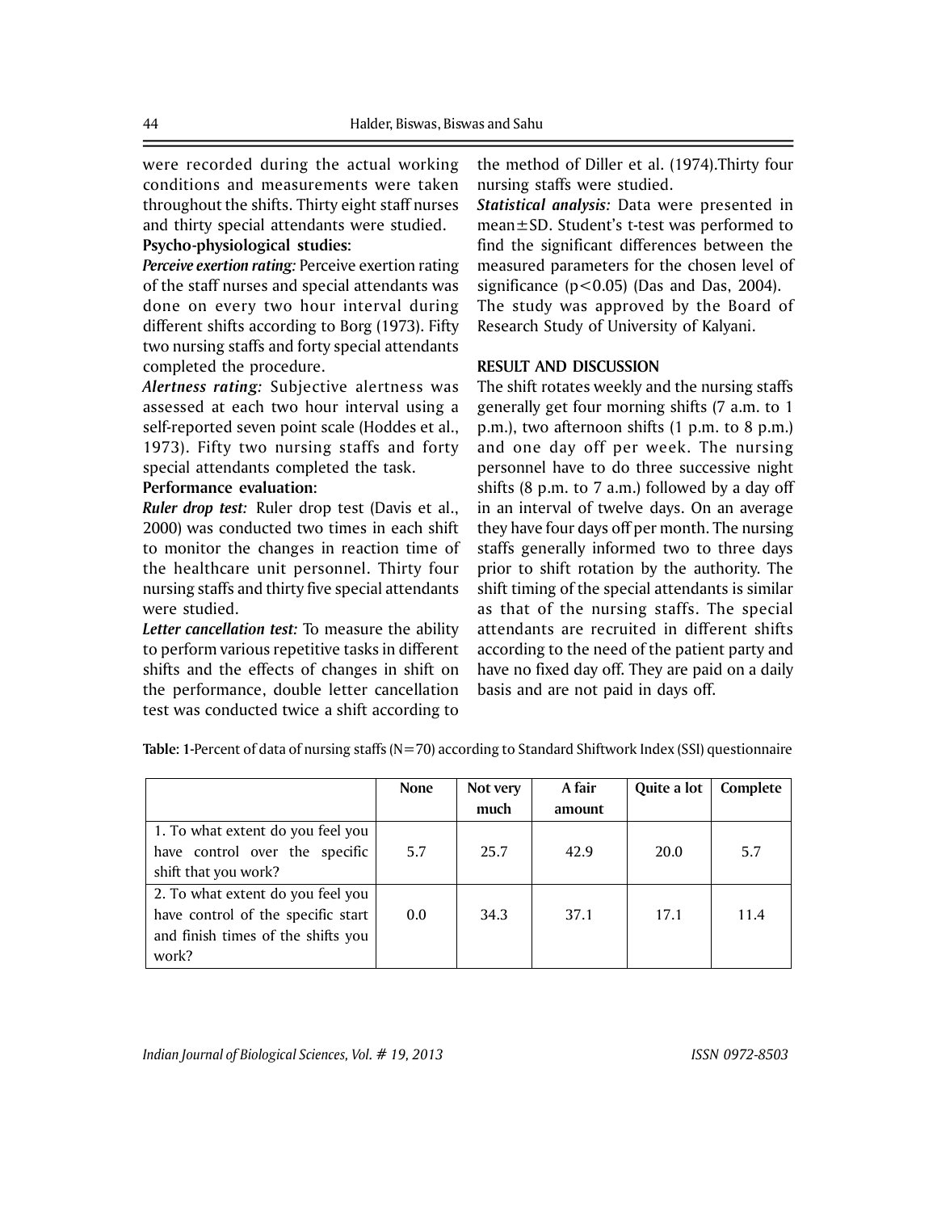were recorded during the actual working conditions and measurements were taken throughout the shifts. Thirty eight staff nurses and thirty special attendants were studied.

**Psycho-physiological studies:**

***Perceive exertion rating:*** Perceive exertion rating of the staff nurses and special attendants was done on every two hour interval during different shifts according to Borg (1973). Fifty two nursing staffs and forty special attendants completed the procedure.

***Alertness rating:*** Subjective alertness was assessed at each two hour interval using a self-reported seven point scale (Hoddes et al., 1973). Fifty two nursing staffs and forty special attendants completed the task.

**Performance evaluation:**

***Ruler drop test:*** Ruler drop test (Davis et al., 2000) was conducted two times in each shift to monitor the changes in reaction time of the healthcare unit personnel. Thirty four nursing staffs and thirty five special attendants were studied.

***Letter cancellation test:*** To measure the ability to perform various repetitive tasks in different shifts and the effects of changes in shift on the performance, double letter cancellation test was conducted twice a shift according to the method of Diller et al. (1974).Thirty four nursing staffs were studied.

***Statistical analysis:*** Data were presented in mean±SD. Student's t-test was performed to find the significant differences between the measured parameters for the chosen level of significance ($p<0.05$) (Das and Das, 2004).

The study was approved by the Board of Research Study of University of Kalyani.

## RESULT AND DISCUSSION

The shift rotates weekly and the nursing staffs generally get four morning shifts (7 a.m. to 1 p.m.), two afternoon shifts (1 p.m. to 8 p.m.) and one day off per week. The nursing personnel have to do three successive night shifts (8 p.m. to 7 a.m.) followed by a day off in an interval of twelve days. On an average they have four days off per month. The nursing staffs generally informed two to three days prior to shift rotation by the authority. The shift timing of the special attendants is similar as that of the nursing staffs. The special attendants are recruited in different shifts according to the need of the patient party and have no fixed day off. They are paid on a daily basis and are not paid in days off.

**Table: 1**-Percent of data of nursing staffs (N=70) according to Standard Shiftwork Index (SSI) questionnaire

| | None | Not very much | A fair amount | Quite a lot | Complete |
|---|---|---|---|---|---|
| 1. To what extent do you feel you have control over the specific shift that you work? | 5.7 | 25.7 | 42.9 | 20.0 | 5.7 |
| 2. To what extent do you feel you have control of the specific start and finish times of the shifts you work? | 0.0 | 34.3 | 37.1 | 17.1 | 11.4 |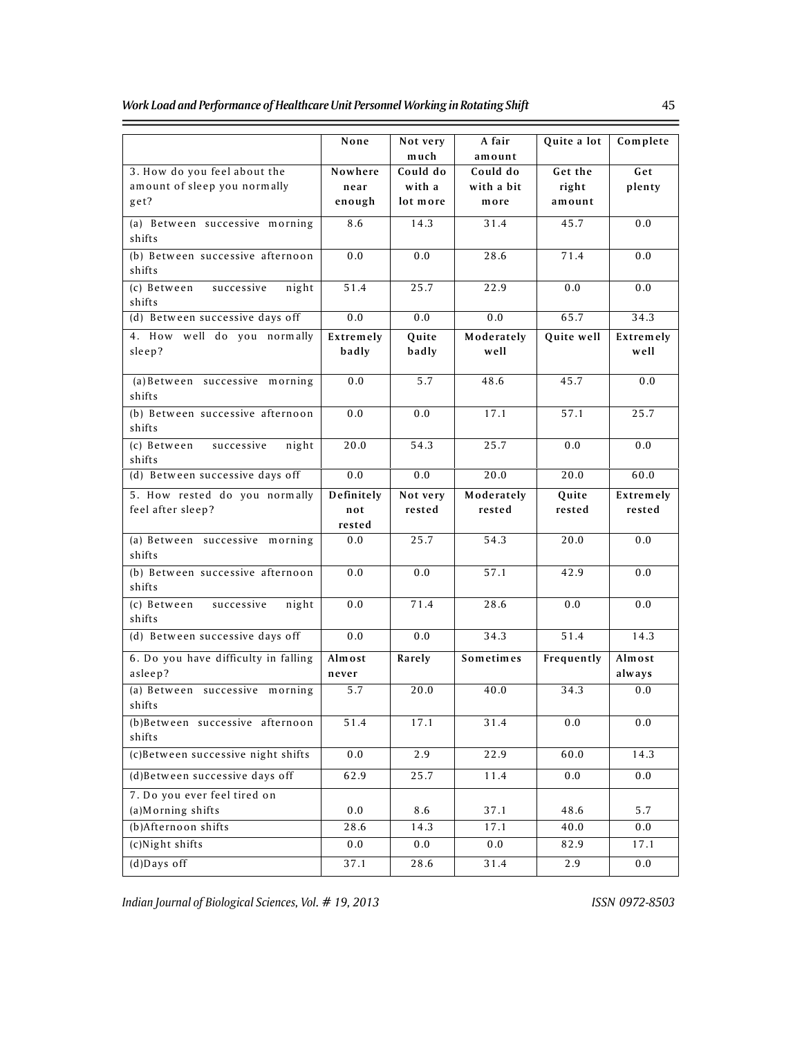| | None | Not very much | A fair amount | Quite a lot | Complete |
|---|---|---|---|---|---|
| 3. How do you feel about the amount of sleep you normally get? | Nowhere near enough | Could do with a lot more | Could do with a bit more | Get the right amount | Get plenty |
| (a) Between successive morning shifts | 8.6 | 14.3 | 31.4 | 45.7 | 0.0 |
| (b) Between successive afternoon shifts | 0.0 | 0.0 | 28.6 | 71.4 | 0.0 |
| (c) Between successive night shifts | 51.4 | 25.7 | 22.9 | 0.0 | 0.0 |
| (d) Between successive days off | 0.0 | 0.0 | 0.0 | 65.7 | 34.3 |
| 4. How well do you normally sleep? | Extremely badly | Quite badly | Moderately well | Quite well | Extremely well |
| (a) Between successive morning shifts | 0.0 | 5.7 | 48.6 | 45.7 | 0.0 |
| (b) Between successive afternoon shifts | 0.0 | 0.0 | 17.1 | 57.1 | 25.7 |
| (c) Between successive night shifts | 20.0 | 54.3 | 25.7 | 0.0 | 0.0 |
| (d) Between successive days off | 0.0 | 0.0 | 20.0 | 20.0 | 60.0 |
| 5. How rested do you normally feel after sleep? | Definitely not rested | Not very rested | Moderately rested | Quite rested | Extremely rested |
| (a) Between successive morning shifts | 0.0 | 25.7 | 54.3 | 20.0 | 0.0 |
| (b) Between successive afternoon shifts | 0.0 | 0.0 | 57.1 | 42.9 | 0.0 |
| (c) Between successive night shifts | 0.0 | 71.4 | 28.6 | 0.0 | 0.0 |
| (d) Between successive days off | 0.0 | 0.0 | 34.3 | 51.4 | 14.3 |
| 6. Do you have difficulty in falling asleep? | Almost never | Rarely | Sometimes | Frequently | Almost always |
| (a) Between successive morning shifts | 5.7 | 20.0 | 40.0 | 34.3 | 0.0 |
| (b)Between successive afternoon shifts | 51.4 | 17.1 | 31.4 | 0.0 | 0.0 |
| (c)Between successive night shifts | 0.0 | 2.9 | 22.9 | 60.0 | 14.3 |
| (d)Between successive days off | 62.9 | 25.7 | 11.4 | 0.0 | 0.0 |
| 7. Do you ever feel tired on (a)Morning shifts | 0.0 | 8.6 | 37.1 | 48.6 | 5.7 |
| (b)Afternoon shifts | 28.6 | 14.3 | 17.1 | 40.0 | 0.0 |
| (c)Night shifts | 0.0 | 0.0 | 0.0 | 82.9 | 17.1 |
| (d)Days off | 37.1 | 28.6 | 31.4 | 2.9 | 0.0 |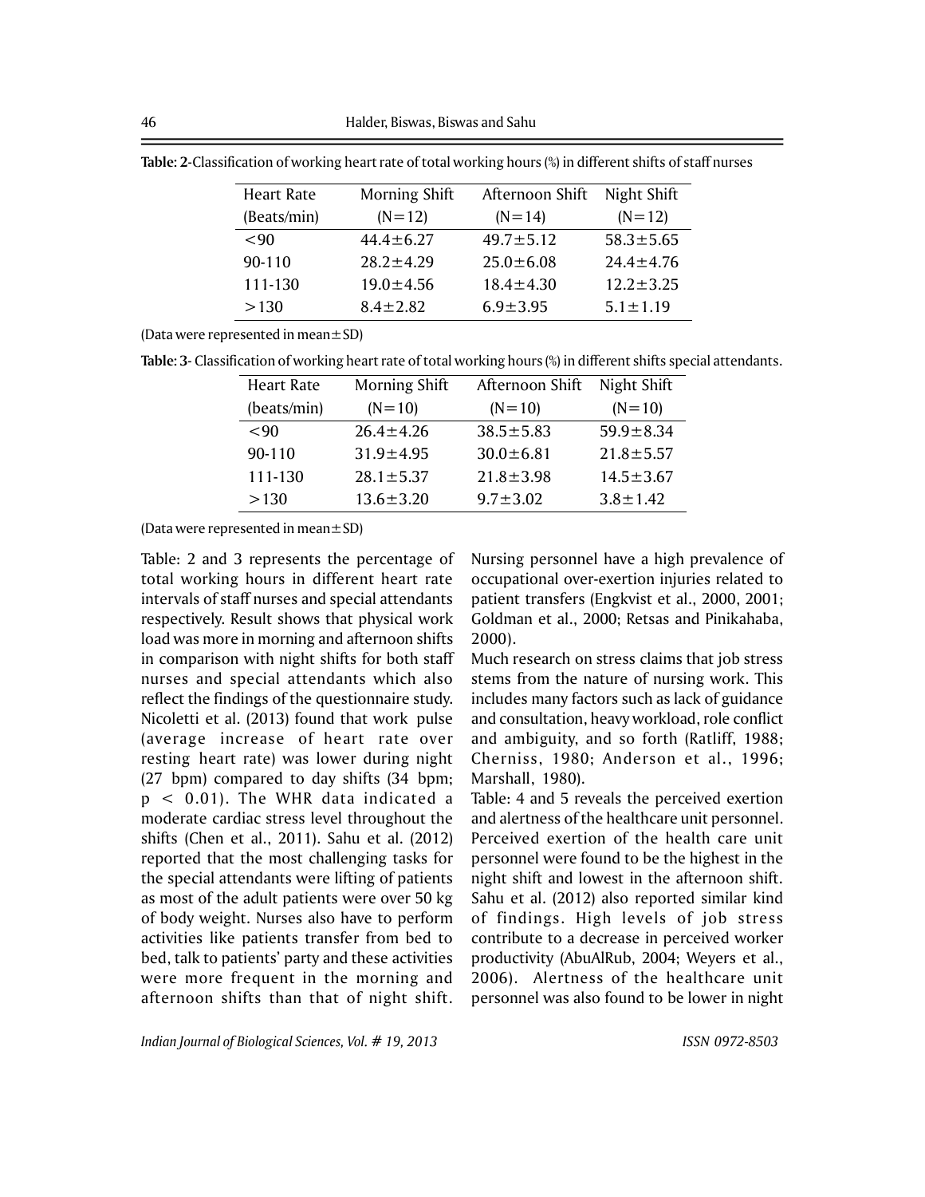**Table: 2**-Classification of working heart rate of total working hours (%) in different shifts of staff nurses

| Heart Rate (Beats/min) | Morning Shift (N=12) | Afternoon Shift (N=14) | Night Shift (N=12) |
|---|---|---|---|
| <90 | 44.4±6.27 | 49.7±5.12 | 58.3±5.65 |
| 90-110 | 28.2±4.29 | 25.0±6.08 | 24.4±4.76 |
| 111-130 | 19.0±4.56 | 18.4±4.30 | 12.2±3.25 |
| >130 | 8.4±2.82 | 6.9±3.95 | 5.1±1.19 |

(Data were represented in mean± SD)

**Table: 3**- Classification of working heart rate of total working hours (%) in different shifts special attendants.

| Heart Rate (beats/min) | Morning Shift (N=10) | Afternoon Shift (N=10) | Night Shift (N=10) |
|---|---|---|---|
| <90 | 26.4±4.26 | 38.5±5.83 | 59.9±8.34 |
| 90-110 | 31.9±4.95 | 30.0±6.81 | 21.8±5.57 |
| 111-130 | 28.1±5.37 | 21.8±3.98 | 14.5±3.67 |
| >130 | 13.6±3.20 | 9.7±3.02 | 3.8±1.42 |

(Data were represented in mean± SD)

Table: 2 and 3 represents the percentage of total working hours in different heart rate intervals of staff nurses and special attendants respectively. Result shows that physical work load was more in morning and afternoon shifts in comparison with night shifts for both staff nurses and special attendants which also reflect the findings of the questionnaire study. Nicoletti et al. (2013) found that work pulse (average increase of heart rate over resting heart rate) was lower during night (27 bpm) compared to day shifts (34 bpm; $p < 0.01$). The WHR data indicated a moderate cardiac stress level throughout the shifts (Chen et al., 2011). Sahu et al. (2012) reported that the most challenging tasks for the special attendants were lifting of patients as most of the adult patients were over 50 kg of body weight. Nurses also have to perform activities like patients transfer from bed to bed, talk to patients' party and these activities were more frequent in the morning and afternoon shifts than that of night shift. Nursing personnel have a high prevalence of occupational over-exertion injuries related to patient transfers (Engkvist et al., 2000, 2001; Goldman et al., 2000; Retsas and Pinikahaba, 2000).

Much research on stress claims that job stress stems from the nature of nursing work. This includes many factors such as lack of guidance and consultation, heavy workload, role conflict and ambiguity, and so forth (Ratliff, 1988; Cherniss, 1980; Anderson et al., 1996; Marshall, 1980).

Table: 4 and 5 reveals the perceived exertion and alertness of the healthcare unit personnel. Perceived exertion of the health care unit personnel were found to be the highest in the night shift and lowest in the afternoon shift. Sahu et al. (2012) also reported similar kind of findings. High levels of job stress contribute to a decrease in perceived worker productivity (AbuAlRub, 2004; Weyers et al., 2006). Alertness of the healthcare unit personnel was also found to be lower in night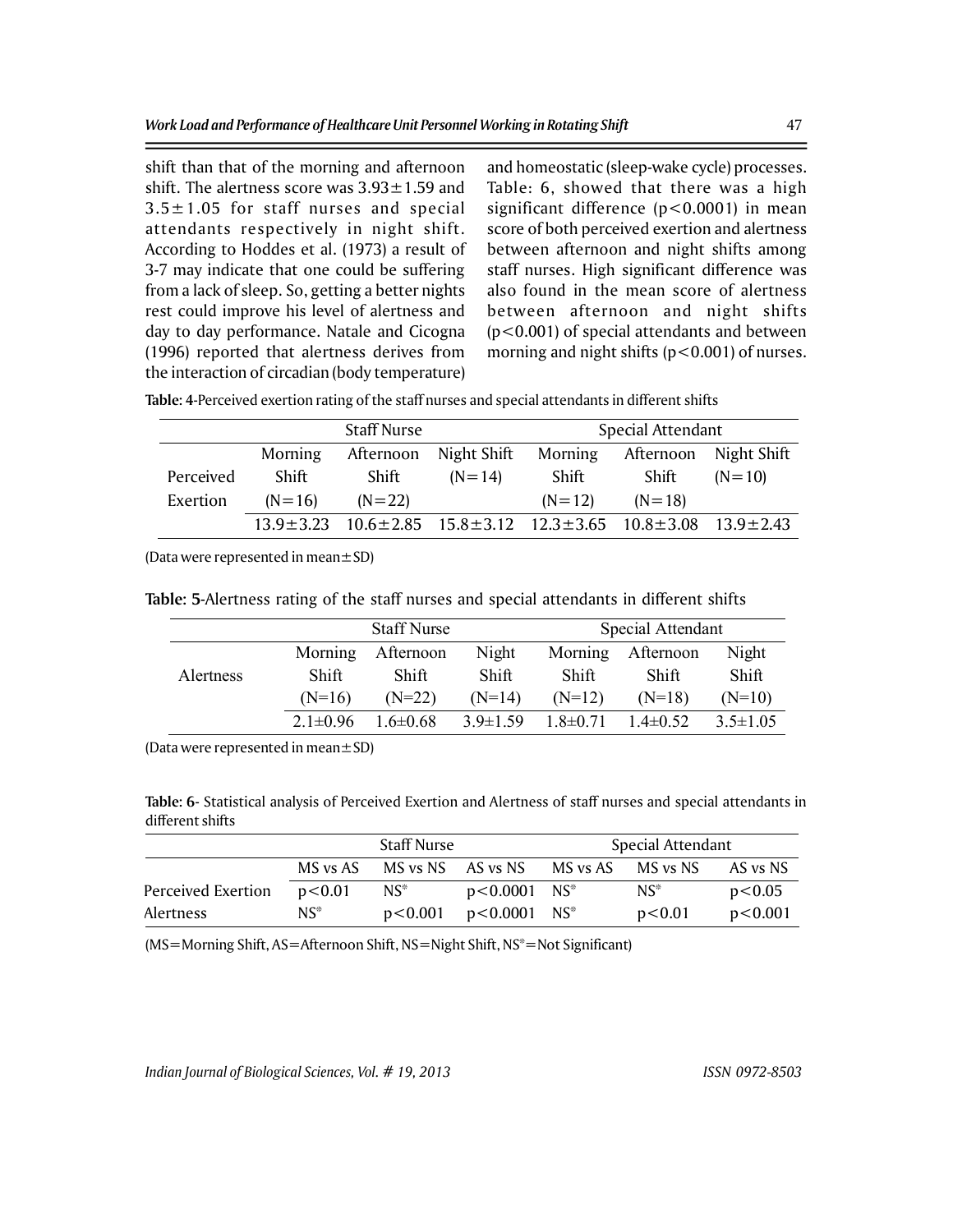shift than that of the morning and afternoon shift. The alertness score was 3.93±1.59 and 3.5±1.05 for staff nurses and special attendants respectively in night shift. According to Hoddes et al. (1973) a result of 3-7 may indicate that one could be suffering from a lack of sleep. So, getting a better nights rest could improve his level of alertness and day to day performance. Natale and Cicogna (1996) reported that alertness derives from the interaction of circadian (body temperature) and homeostatic (sleep-wake cycle) processes. Table: 6, showed that there was a high significant difference ($p<0.0001$) in mean score of both perceived exertion and alertness between afternoon and night shifts among staff nurses. High significant difference was also found in the mean score of alertness between afternoon and night shifts ($p<0.001$) of special attendants and between morning and night shifts ($p<0.001$) of nurses.

**Table: 4**-Perceived exertion rating of the staff nurses and special attendants in different shifts

| | Staff Nurse | | | Special Attendant | | |
|---|---|---|---|---|---|---|
| Perceived Exertion | Morning Shift (N=16) | Afternoon Shift (N=22) | Night Shift (N=14) | Morning Shift (N=12) | Afternoon Shift (N=18) | Night Shift (N=10) |
| | 13.9±3.23 | 10.6±2.85 | 15.8±3.12 | 12.3±3.65 | 10.8±3.08 | 13.9±2.43 |

(Data were represented in mean±SD)

**Table: 5**-Alertness rating of the staff nurses and special attendants in different shifts

| | Staff Nurse | | | Special Attendant | | |
|---|---|---|---|---|---|---|
| Alertness | Morning Shift (N=16) | Afternoon Shift (N=22) | Night Shift (N=14) | Morning Shift (N=12) | Afternoon Shift (N=18) | Night Shift (N=10) |
| | 2.1±0.96 | 1.6±0.68 | 3.9±1.59 | 1.8±0.71 | 1.4±0.52 | 3.5±1.05 |

(Data were represented in mean±SD)

**Table: 6**- Statistical analysis of Perceived Exertion and Alertness of staff nurses and special attendants in different shifts

| | Staff Nurse | | | Special Attendant | | |
|---|---|---|---|---|---|---|
| | MS vs AS | MS vs NS | AS vs NS | MS vs AS | MS vs NS | AS vs NS |
| Perceived Exertion | $p<0.01$ | NS* | $p<0.0001$ | NS* | NS* | $p<0.05$ |
| Alertness | NS* | $p<0.001$ | $p<0.0001$ | NS* | $p<0.01$ | $p<0.001$ |

(MS=Morning Shift, AS=Afternoon Shift, NS=Night Shift, NS*=Not Significant)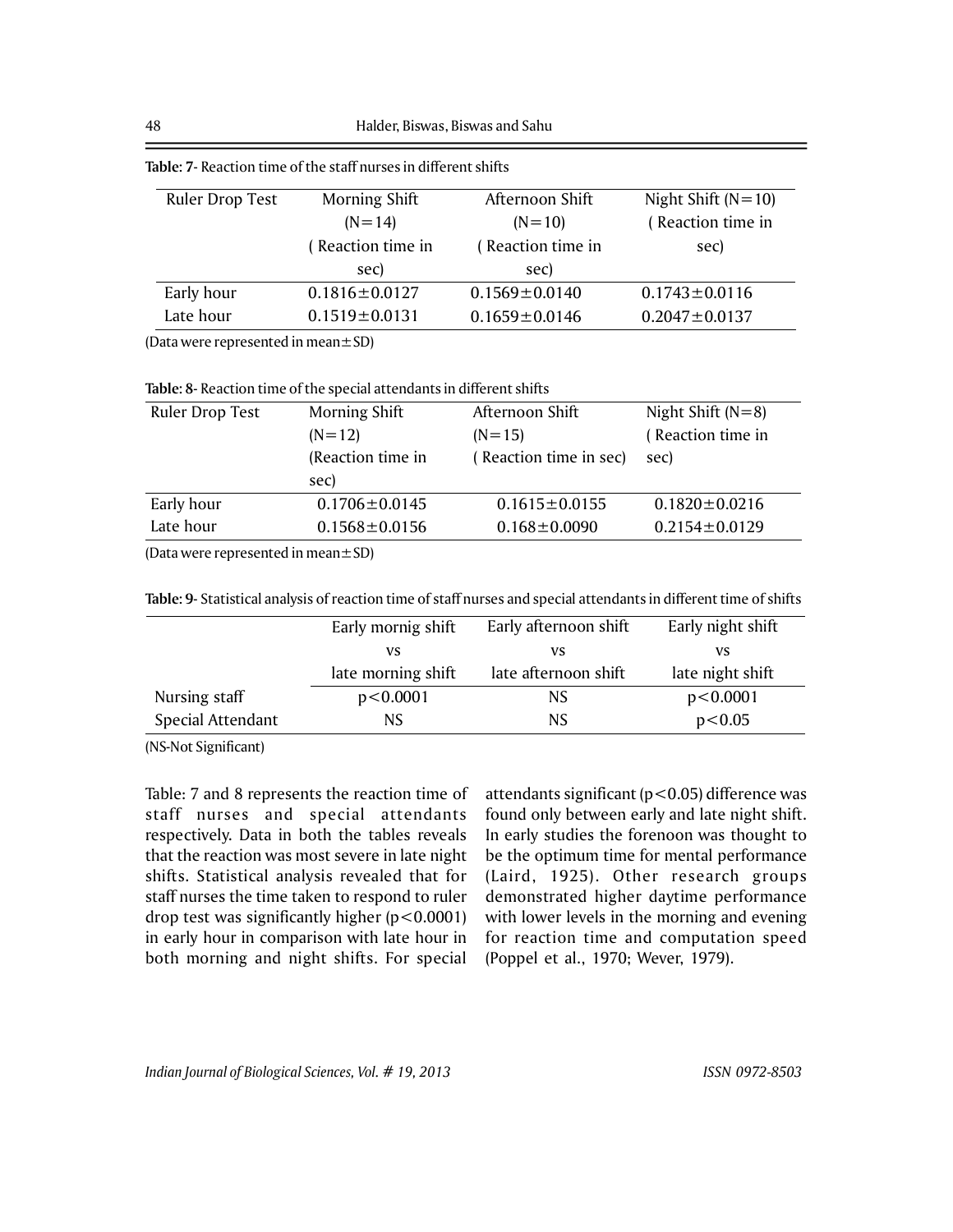**Table: 7**- Reaction time of the staff nurses in different shifts

| Ruler Drop Test | Morning Shift (N=14) ( Reaction time in sec) | Afternoon Shift (N=10) ( Reaction time in sec) | Night Shift (N=10) ( Reaction time in sec) |
|---|---|---|---|
| Early hour | 0.1816±0.0127 | 0.1569±0.0140 | 0.1743±0.0116 |
| Late hour | 0.1519±0.0131 | 0.1659±0.0146 | 0.2047±0.0137 |

(Data were represented in mean±SD)

**Table: 8**- Reaction time of the special attendants in different shifts

| Ruler Drop Test | Morning Shift (N=12) (Reaction time in sec) | Afternoon Shift (N=15) ( Reaction time in sec) | Night Shift (N=8) ( Reaction time in sec) |
|---|---|---|---|
| Early hour | 0.1706±0.0145 | 0.1615±0.0155 | 0.1820±0.0216 |
| Late hour | 0.1568±0.0156 | 0.168±0.0090 | 0.2154±0.0129 |

(Data were represented in mean±SD)

**Table: 9**- Statistical analysis of reaction time of staff nurses and special attendants in different time of shifts

| | Early mornig shift vs late morning shift | Early afternoon shift vs late afternoon shift | Early night shift vs late night shift |
|---|---|---|---|
| Nursing staff | $p<0.0001$ | NS | $p<0.0001$ |
| Special Attendant | NS | NS | $p<0.05$ |

(NS-Not Significant)

Table: 7 and 8 represents the reaction time of staff nurses and special attendants respectively. Data in both the tables reveals that the reaction was most severe in late night shifts. Statistical analysis revealed that for staff nurses the time taken to respond to ruler drop test was significantly higher ($p<0.0001$) in early hour in comparison with late hour in both morning and night shifts. For special attendants significant ($p<0.05$) difference was found only between early and late night shift. In early studies the forenoon was thought to be the optimum time for mental performance (Laird, 1925). Other research groups demonstrated higher daytime performance with lower levels in the morning and evening for reaction time and computation speed (Poppel et al., 1970; Wever, 1979).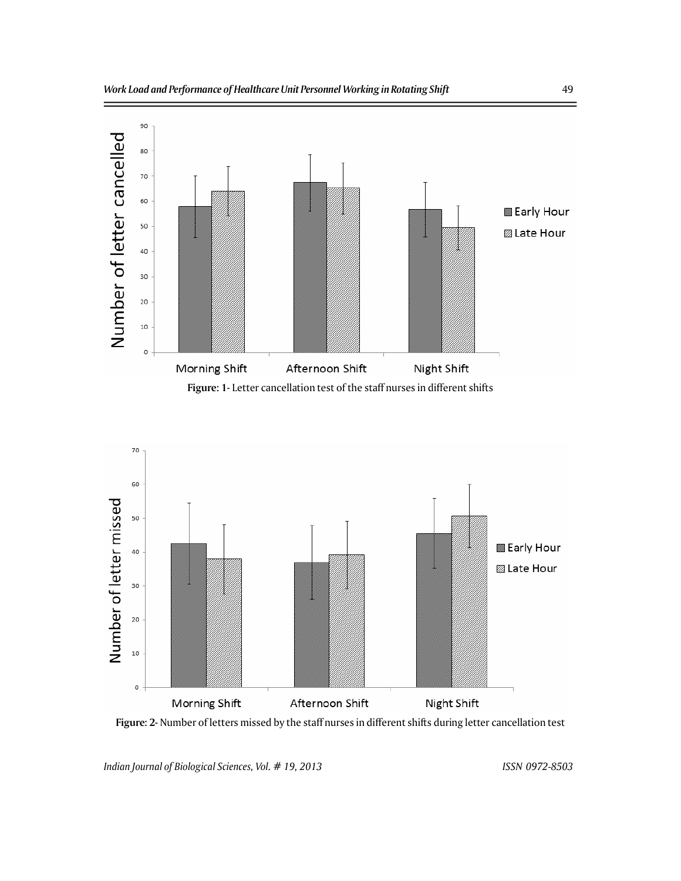**Figure: 1-** Letter cancellation test of the staff nurses in different shifts

**Figure: 2-** Number of letters missed by the staff nurses in different shifts during letter cancellation test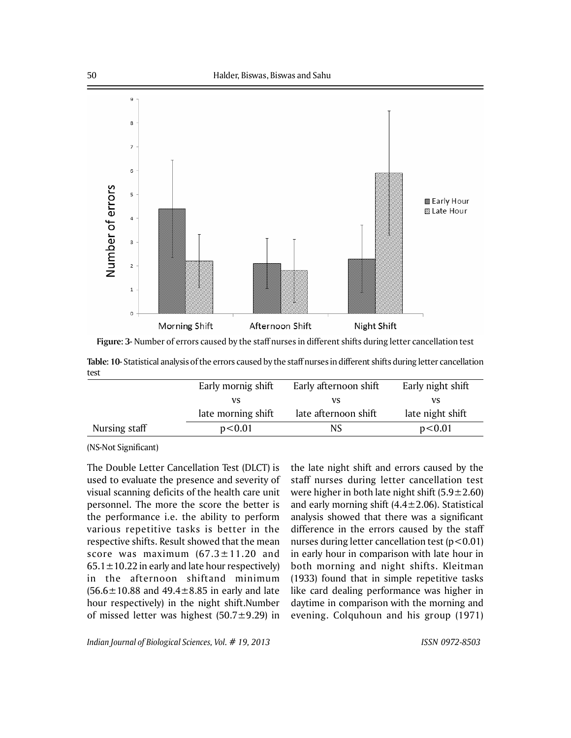**Figure: 3-** Number of errors caused by the staff nurses in different shifts during letter cancellation test

**Table: 10-** Statistical analysis of the errors caused by the staff nurses in different shifts during letter cancellation test

| | Early mornig shift vs late morning shift | Early afternoon shift vs late afternoon shift | Early night shift vs late night shift |
|---|---|---|---|
| Nursing staff | $p<0.01$ | NS | $p<0.01$ |

(NS-Not Significant)

The Double Letter Cancellation Test (DLCT) is used to evaluate the presence and severity of visual scanning deficits of the health care unit personnel. The more the score the better is the performance i.e. the ability to perform various repetitive tasks is better in the respective shifts. Result showed that the mean score was maximum ($67.3 \pm 11.20$ and $65.1 \pm 10.22$ in early and late hour respectively) in the afternoon shiftand minimum ($56.6 \pm 10.88$ and $49.4 \pm 8.85$ in early and late hour respectively) in the night shift.Number of missed letter was highest ($50.7 \pm 9.29$) in the late night shift and errors caused by the staff nurses during letter cancellation test were higher in both late night shift ($5.9 \pm 2.60$) and early morning shift ($4.4 \pm 2.06$). Statistical analysis showed that there was a significant difference in the errors caused by the staff nurses during letter cancellation test ($p<0.01$) in early hour in comparison with late hour in both morning and night shifts. Kleitman (1933) found that in simple repetitive tasks like card dealing performance was higher in daytime in comparison with the morning and evening. Colquhoun and his group (1971)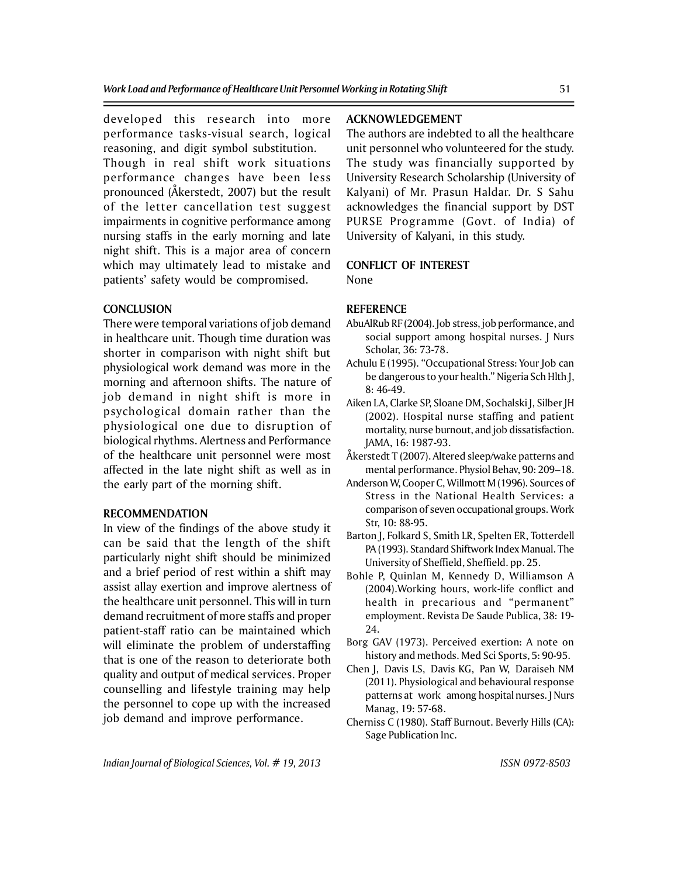developed this research into more performance tasks-visual search, logical reasoning, and digit symbol substitution.

Though in real shift work situations performance changes have been less pronounced (Åkerstedt, 2007) but the result of the letter cancellation test suggest impairments in cognitive performance among nursing staffs in the early morning and late night shift. This is a major area of concern which may ultimately lead to mistake and patients' safety would be compromised.

## CONCLUSION

There were temporal variations of job demand in healthcare unit. Though time duration was shorter in comparison with night shift but physiological work demand was more in the morning and afternoon shifts. The nature of job demand in night shift is more in psychological domain rather than the physiological one due to disruption of biological rhythms. Alertness and Performance of the healthcare unit personnel were most affected in the late night shift as well as in the early part of the morning shift.

## RECOMMENDATION

In view of the findings of the above study it can be said that the length of the shift particularly night shift should be minimized and a brief period of rest within a shift may assist allay exertion and improve alertness of the healthcare unit personnel. This will in turn demand recruitment of more staffs and proper patient-staff ratio can be maintained which will eliminate the problem of understaffing that is one of the reason to deteriorate both quality and output of medical services. Proper counselling and lifestyle training may help the personnel to cope up with the increased job demand and improve performance.

## ACKNOWLEDGEMENT

The authors are indebted to all the healthcare unit personnel who volunteered for the study. The study was financially supported by University Research Scholarship (University of Kalyani) of Mr. Prasun Haldar. Dr. S Sahu acknowledges the financial support by DST PURSE Programme (Govt. of India) of University of Kalyani, in this study.

## CONFLICT OF INTEREST

None

## REFERENCE

AbuAlRub RF (2004). Job stress, job performance, and social support among hospital nurses. J Nurs Scholar, 36: 73-78.

Achulu E (1995). "Occupational Stress: Your Job can be dangerous to your health." Nigeria Sch Hlth J, 8: 46-49.

Aiken LA, Clarke SP, Sloane DM, Sochalski J, Silber JH (2002). Hospital nurse staffing and patient mortality, nurse burnout, and job dissatisfaction. JAMA, 16: 1987-93.

Åkerstedt T (2007). Altered sleep/wake patterns and mental performance. Physiol Behav, 90: 209–18.

Anderson W, Cooper C, Willmott M (1996). Sources of Stress in the National Health Services: a comparison of seven occupational groups. Work Str, 10: 88-95.

Barton J, Folkard S, Smith LR, Spelten ER, Totterdell PA (1993). Standard Shiftwork Index Manual. The University of Sheffield, Sheffield. pp. 25.

Bohle P, Quinlan M, Kennedy D, Williamson A (2004).Working hours, work-life conflict and health in precarious and "permanent" employment. Revista De Saude Publica, 38: 19-24.

Borg GAV (1973). Perceived exertion: A note on history and methods. Med Sci Sports, 5: 90-95.

Chen J, Davis LS, Davis KG, Pan W, Daraiseh NM (2011). Physiological and behavioural response patterns at work among hospital nurses. J Nurs Manag, 19: 57-68.

Cherniss C (1980). Staff Burnout. Beverly Hills (CA): Sage Publication Inc.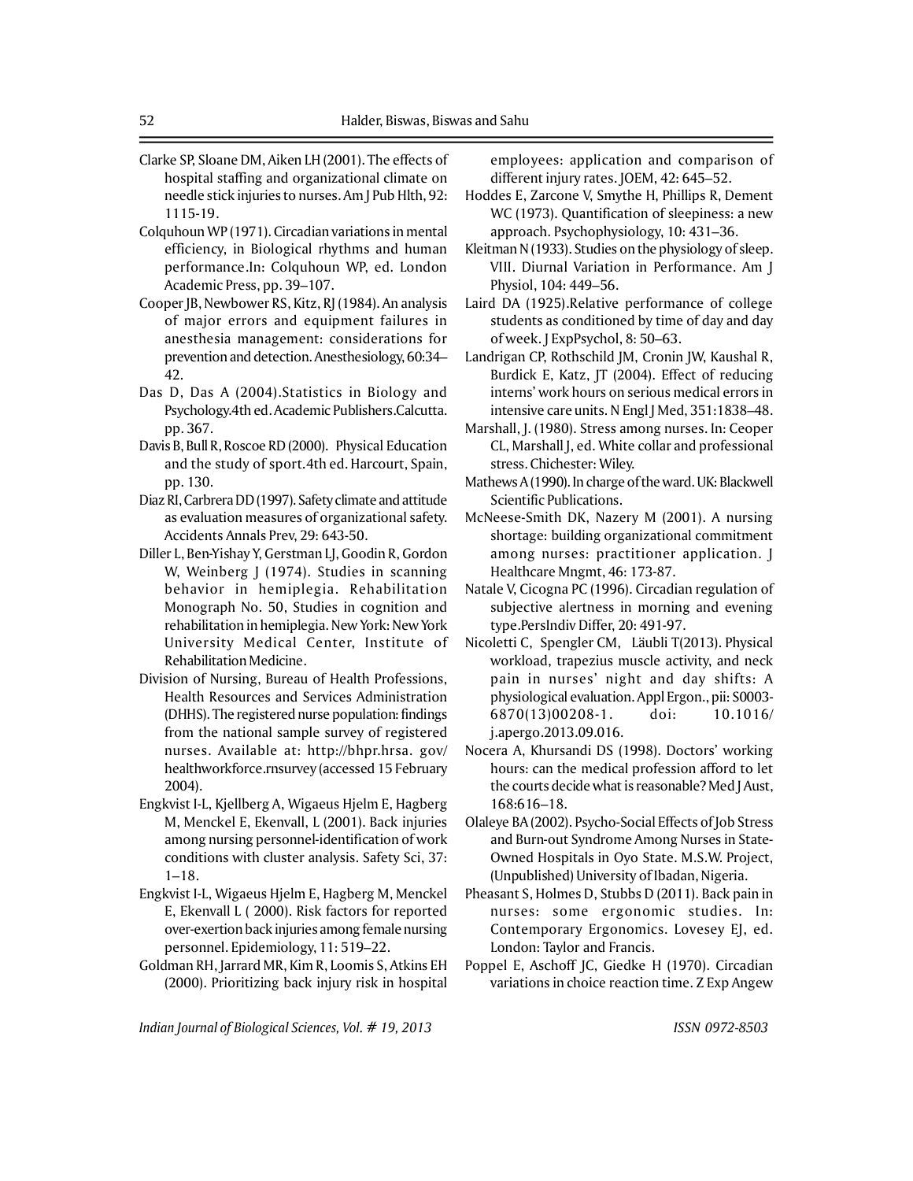Clarke SP, Sloane DM, Aiken LH (2001). The effects of hospital staffing and organizational climate on needle stick injuries to nurses. Am J Pub Hlth, 92: 1115-19.

Colquhoun WP (1971). Circadian variations in mental efficiency, in Biological rhythms and human performance.In: Colquhoun WP, ed. London Academic Press, pp. 39–107.

Cooper JB, Newbower RS, Kitz, RJ (1984). An analysis of major errors and equipment failures in anesthesia management: considerations for prevention and detection. Anesthesiology, 60:34–42.

Das D, Das A (2004).Statistics in Biology and Psychology.4th ed. Academic Publishers.Calcutta. pp. 367.

Davis B, Bull R, Roscoe RD (2000). Physical Education and the study of sport.4th ed. Harcourt, Spain, pp. 130.

Diaz RI, Carbrera DD (1997). Safety climate and attitude as evaluation measures of organizational safety. Accidents Annals Prev, 29: 643-50.

Diller L, Ben-Yishay Y, Gerstman LJ, Goodin R, Gordon W, Weinberg J (1974). Studies in scanning behavior in hemiplegia. Rehabilitation Monograph No. 50, Studies in cognition and rehabilitation in hemiplegia. New York: New York University Medical Center, Institute of Rehabilitation Medicine.

Division of Nursing, Bureau of Health Professions, Health Resources and Services Administration (DHHS). The registered nurse population: findings from the national sample survey of registered nurses. Available at: http://bhpr.hrsa. gov/healthworkforce.rnsurvey (accessed 15 February 2004).

Engkvist I-L, Kjellberg A, Wigaeus Hjelm E, Hagberg M, Menckel E, Ekenvall, L (2001). Back injuries among nursing personnel-identification of work conditions with cluster analysis. Safety Sci, 37: 1–18.

Engkvist I-L, Wigaeus Hjelm E, Hagberg M, Menckel E, Ekenvall L ( 2000). Risk factors for reported over-exertion back injuries among female nursing personnel. Epidemiology, 11: 519–22.

Goldman RH, Jarrard MR, Kim R, Loomis S, Atkins EH (2000). Prioritizing back injury risk in hospital employees: application and comparison of different injury rates. JOEM, 42: 645–52.

Hoddes E, Zarcone V, Smythe H, Phillips R, Dement WC (1973). Quantification of sleepiness: a new approach. Psychophysiology, 10: 431–36.

Kleitman N (1933). Studies on the physiology of sleep. VIII. Diurnal Variation in Performance. Am J Physiol, 104: 449–56.

Laird DA (1925).Relative performance of college students as conditioned by time of day and day of week. J ExpPsychol, 8: 50–63.

Landrigan CP, Rothschild JM, Cronin JW, Kaushal R, Burdick E, Katz, JT (2004). Effect of reducing interns' work hours on serious medical errors in intensive care units. N Engl J Med, 351:1838–48.

Marshall, J. (1980). Stress among nurses. In: Ceoper CL, Marshall J, ed. White collar and professional stress. Chichester: Wiley.

Mathews A (1990). In charge of the ward. UK: Blackwell Scientific Publications.

McNeese-Smith DK, Nazery M (2001). A nursing shortage: building organizational commitment among nurses: practitioner application. J Healthcare Mngmt, 46: 173-87.

Natale V, Cicogna PC (1996). Circadian regulation of subjective alertness in morning and evening type.PersIndiv Differ, 20: 491-97.

Nicoletti C, Spengler CM, Läubli T(2013). Physical workload, trapezius muscle activity, and neck pain in nurses' night and day shifts: A physiological evaluation. Appl Ergon., pii: S0003-6870(13)00208-1. doi: 10.1016/j.apergo.2013.09.016.

Nocera A, Khursandi DS (1998). Doctors' working hours: can the medical profession afford to let the courts decide what is reasonable? Med J Aust, 168:616–18.

Olaleye BA (2002). Psycho-Social Effects of Job Stress and Burn-out Syndrome Among Nurses in State-Owned Hospitals in Oyo State. M.S.W. Project, (Unpublished) University of Ibadan, Nigeria.

Pheasant S, Holmes D, Stubbs D (2011). Back pain in nurses: some ergonomic studies. In: Contemporary Ergonomics. Lovesey EJ, ed. London: Taylor and Francis.

Poppel E, Aschoff JC, Giedke H (1970). Circadian variations in choice reaction time. Z Exp Angew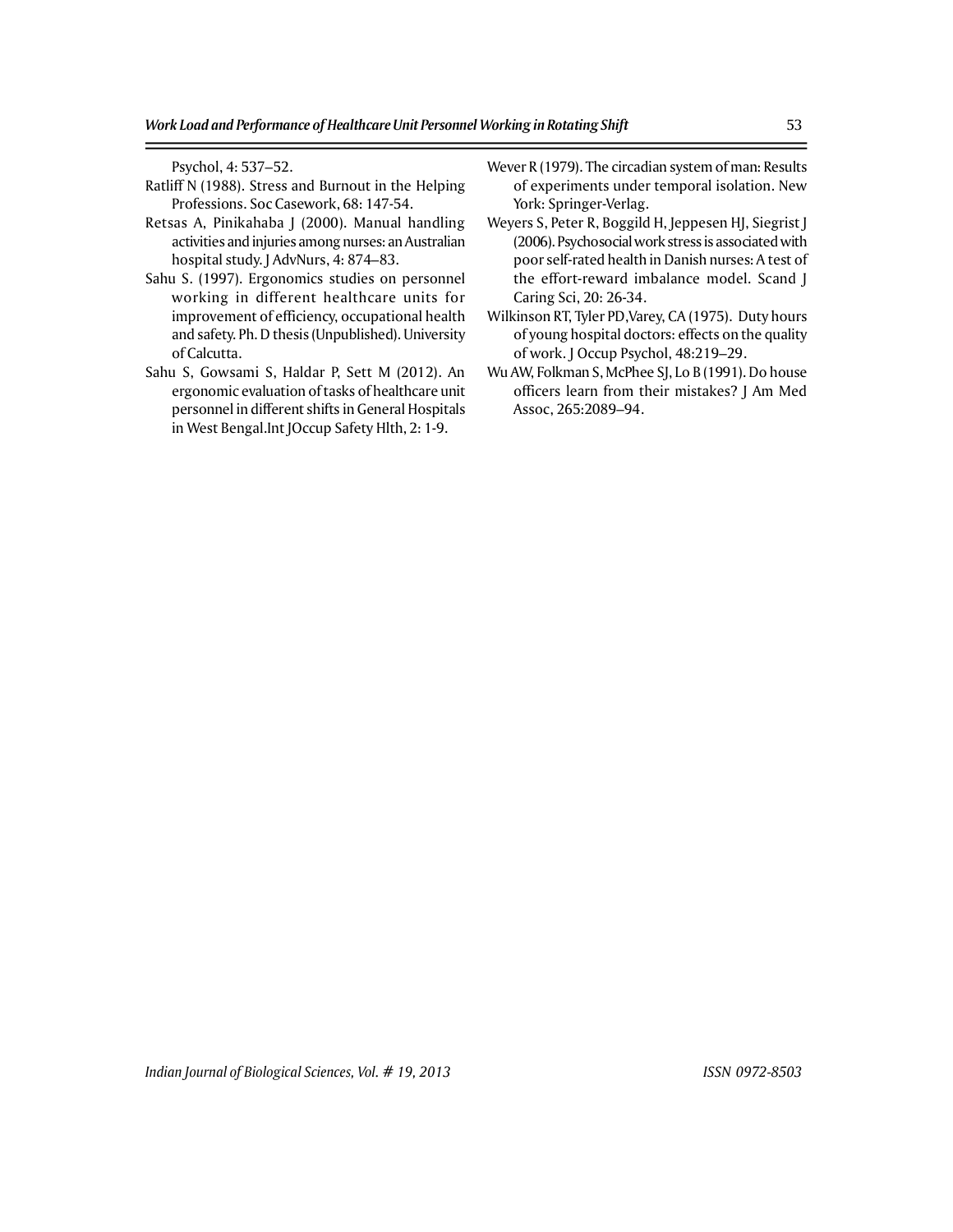Psychol, 4: 537–52.

Ratliff N (1988). Stress and Burnout in the Helping Professions. Soc Casework, 68: 147-54.

Retsas A, Pinikahaba J (2000). Manual handling activities and injuries among nurses: an Australian hospital study. J AdvNurs, 4: 874–83.

Sahu S. (1997). Ergonomics studies on personnel working in different healthcare units for improvement of efficiency, occupational health and safety. Ph. D thesis (Unpublished). University of Calcutta.

Sahu S, Gowsami S, Haldar P, Sett M (2012). An ergonomic evaluation of tasks of healthcare unit personnel in different shifts in General Hospitals in West Bengal.Int JOccup Safety Hlth, 2: 1-9.

Wever R (1979). The circadian system of man: Results of experiments under temporal isolation. New York: Springer-Verlag.

Weyers S, Peter R, Boggild H, Jeppesen HJ, Siegrist J (2006). Psychosocial work stress is associated with poor self-rated health in Danish nurses: A test of the effort-reward imbalance model. Scand J Caring Sci, 20: 26-34.

Wilkinson RT, Tyler PD,Varey, CA (1975). Duty hours of young hospital doctors: effects on the quality of work. J Occup Psychol, 48:219–29.

Wu AW, Folkman S, McPhee SJ, Lo B (1991). Do house officers learn from their mistakes? J Am Med Assoc, 265:2089–94.